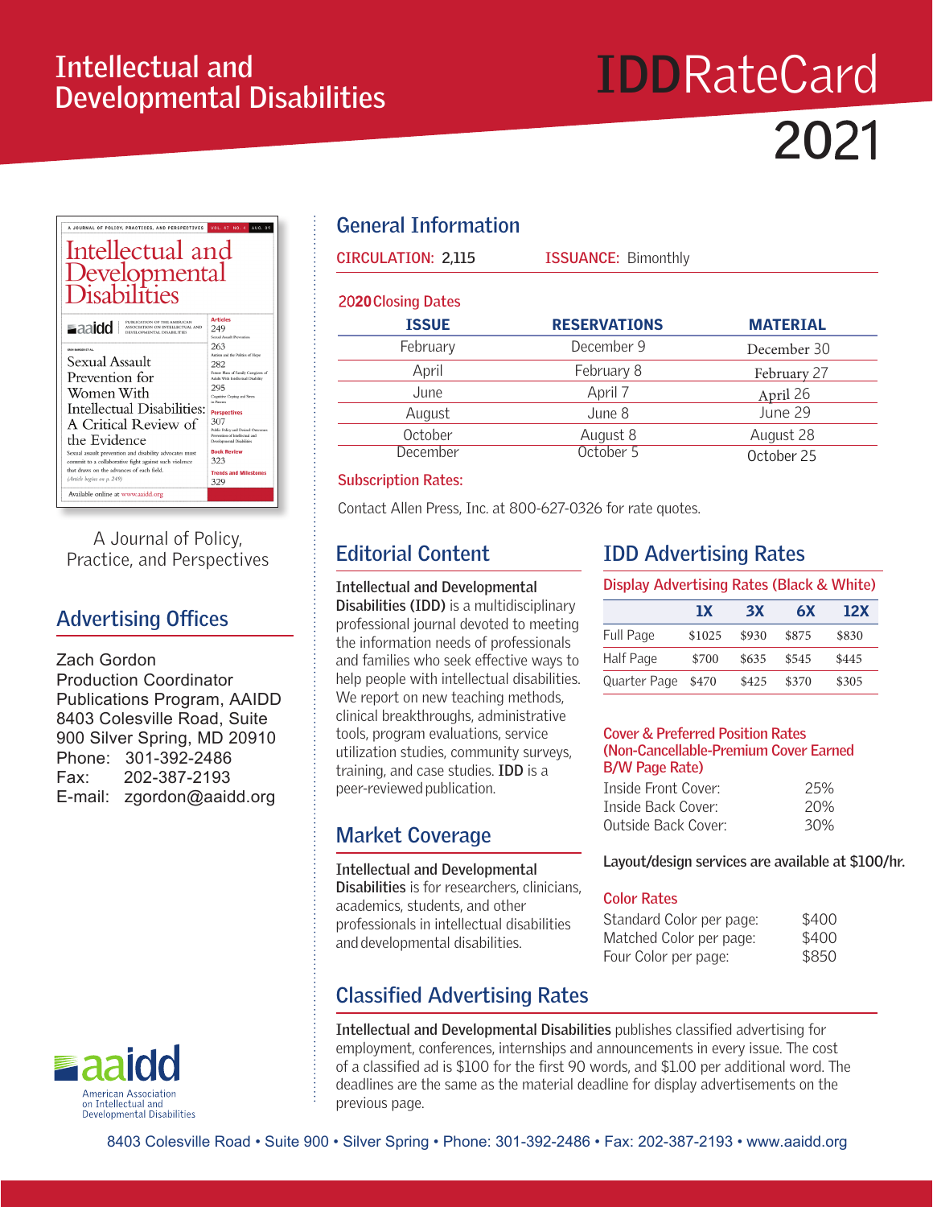# Intellectual and Developmental Disabilities

# IDDRateCard 2021

A Journal of Policy, Practice, and Perspectives

## Advertising Offices

Zach Gordon
Production Coordinator
Publications Program, AAIDD
8403 Colesville Road, Suite 900 Silver Spring, MD 20910
Phone: 301-392-2486
Fax: 202-387-2193
E-mail: zgordon@aaidd.org

aaidd
American Association on Intellectual and Developmental Disabilities

## General Information

**CIRCULATION:** 2,115 **ISSUANCE:** Bimonthly

### 2020 Closing Dates

| ISSUE | RESERVATIONS | MATERIAL |
|---|---|---|
| February | December 9 | December 30 |
| April | February 8 | February 27 |
| June | April 7 | April 26 |
| August | June 8 | June 29 |
| October | August 8 | August 28 |
| December | October 5 | October 25 |

**Subscription Rates:**

Contact Allen Press, Inc. at 800-627-0326 for rate quotes.

## Editorial Content

**Intellectual and Developmental Disabilities (IDD)** is a multidisciplinary professional journal devoted to meeting the information needs of professionals and families who seek effective ways to help people with intellectual disabilities. We report on new teaching methods, clinical breakthroughs, administrative tools, program evaluations, service utilization studies, community surveys, training, and case studies. **IDD** is a peer-reviewed publication.

## Market Coverage

**Intellectual and Developmental Disabilities** is for researchers, clinicians, academics, students, and other professionals in intellectual disabilities and developmental disabilities.

## IDD Advertising Rates

### Display Advertising Rates (Black & White)

| | 1X | 3X | 6X | 12X |
|---|---|---|---|---|
| Full Page | $1025 | $930 | $875 | $830 |
| Half Page | $700 | $635 | $545 | $445 |
| Quarter Page | $470 | $425 | $370 | $305 |

### Cover & Preferred Position Rates (Non-Cancellable-Premium Cover Earned B/W Page Rate)

| | |
|---|---|
| Inside Front Cover: | 25% |
| Inside Back Cover: | 20% |
| Outside Back Cover: | 30% |

**Layout/design services are available at $100/hr.**

### Color Rates

| | |
|---|---|
| Standard Color per page: | $400 |
| Matched Color per page: | $400 |
| Four Color per page: | $850 |

## Classified Advertising Rates

**Intellectual and Developmental Disabilities** publishes classified advertising for employment, conferences, internships and announcements in every issue. The cost of a classified ad is $100 for the first 90 words, and $1.00 per additional word. The deadlines are the same as the material deadline for display advertisements on the previous page.

8403 Colesville Road • Suite 900 • Silver Spring • Phone: 301-392-2486 • Fax: 202-387-2193 • www.aaidd.org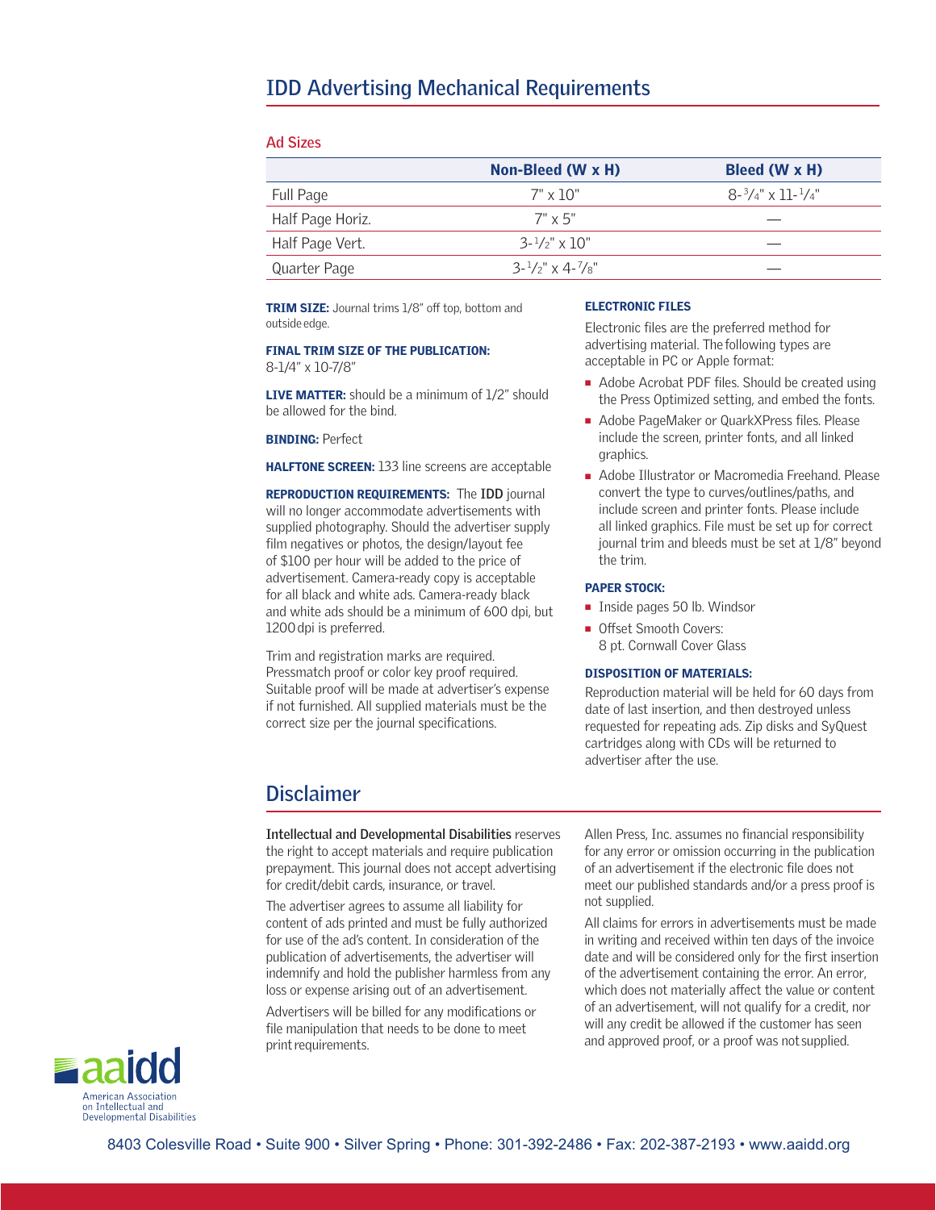## IDD Advertising Mechanical Requirements

### Ad Sizes

| | Non-Bleed (W x H) | Bleed (W x H) |
|---|---|---|
| Full Page | 7" x 10" | 8-3/4" x 11-1/4" |
| Half Page Horiz. | 7" x 5" | — |
| Half Page Vert. | 3-1/2" x 10" | — |
| Quarter Page | 3-1/2" x 4-7/8" | — |

**TRIM SIZE:** Journal trims 1/8″ off top, bottom and outside edge.

**FINAL TRIM SIZE OF THE PUBLICATION:** 8-1/4″ x 10-7/8″

**LIVE MATTER:** should be a minimum of 1/2″ should be allowed for the bind.

**BINDING:** Perfect

**HALFTONE SCREEN:** 133 line screens are acceptable

**REPRODUCTION REQUIREMENTS:** The **IDD** journal will no longer accommodate advertisements with supplied photography. Should the advertiser supply film negatives or photos, the design/layout fee of $100 per hour will be added to the price of advertisement. Camera-ready copy is acceptable for all black and white ads. Camera-ready black and white ads should be a minimum of 600 dpi, but 1200 dpi is preferred.

Trim and registration marks are required. Pressmatch proof or color key proof required. Suitable proof will be made at advertiser's expense if not furnished. All supplied materials must be the correct size per the journal specifications.

**ELECTRONIC FILES**

Electronic files are the preferred method for advertising material. The following types are acceptable in PC or Apple format:

- Adobe Acrobat PDF files. Should be created using the Press Optimized setting, and embed the fonts.
- Adobe PageMaker or QuarkXPress files. Please include the screen, printer fonts, and all linked graphics.
- Adobe Illustrator or Macromedia Freehand. Please convert the type to curves/outlines/paths, and include screen and printer fonts. Please include all linked graphics. File must be set up for correct journal trim and bleeds must be set at 1/8″ beyond the trim.

**PAPER STOCK:**

- Inside pages 50 lb. Windsor
- Offset Smooth Covers: 8 pt. Cornwall Cover Glass

**DISPOSITION OF MATERIALS:**

Reproduction material will be held for 60 days from date of last insertion, and then destroyed unless requested for repeating ads. Zip disks and SyQuest cartridges along with CDs will be returned to advertiser after the use.

## Disclaimer

**Intellectual and Developmental Disabilities** reserves the right to accept materials and require publication prepayment. This journal does not accept advertising for credit/debit cards, insurance, or travel.

The advertiser agrees to assume all liability for content of ads printed and must be fully authorized for use of the ad's content. In consideration of the publication of advertisements, the advertiser will indemnify and hold the publisher harmless from any loss or expense arising out of an advertisement.

Advertisers will be billed for any modifications or file manipulation that needs to be done to meet print requirements.

Allen Press, Inc. assumes no financial responsibility for any error or omission occurring in the publication of an advertisement if the electronic file does not meet our published standards and/or a press proof is not supplied.

All claims for errors in advertisements must be made in writing and received within ten days of the invoice date and will be considered only for the first insertion of the advertisement containing the error. An error, which does not materially affect the value or content of an advertisement, will not qualify for a credit, nor will any credit be allowed if the customer has seen and approved proof, or a proof was not supplied.

aaidd
American Association on Intellectual and Developmental Disabilities

8403 Colesville Road • Suite 900 • Silver Spring • Phone: 301-392-2486 • Fax: 202-387-2193 • www.aaidd.org